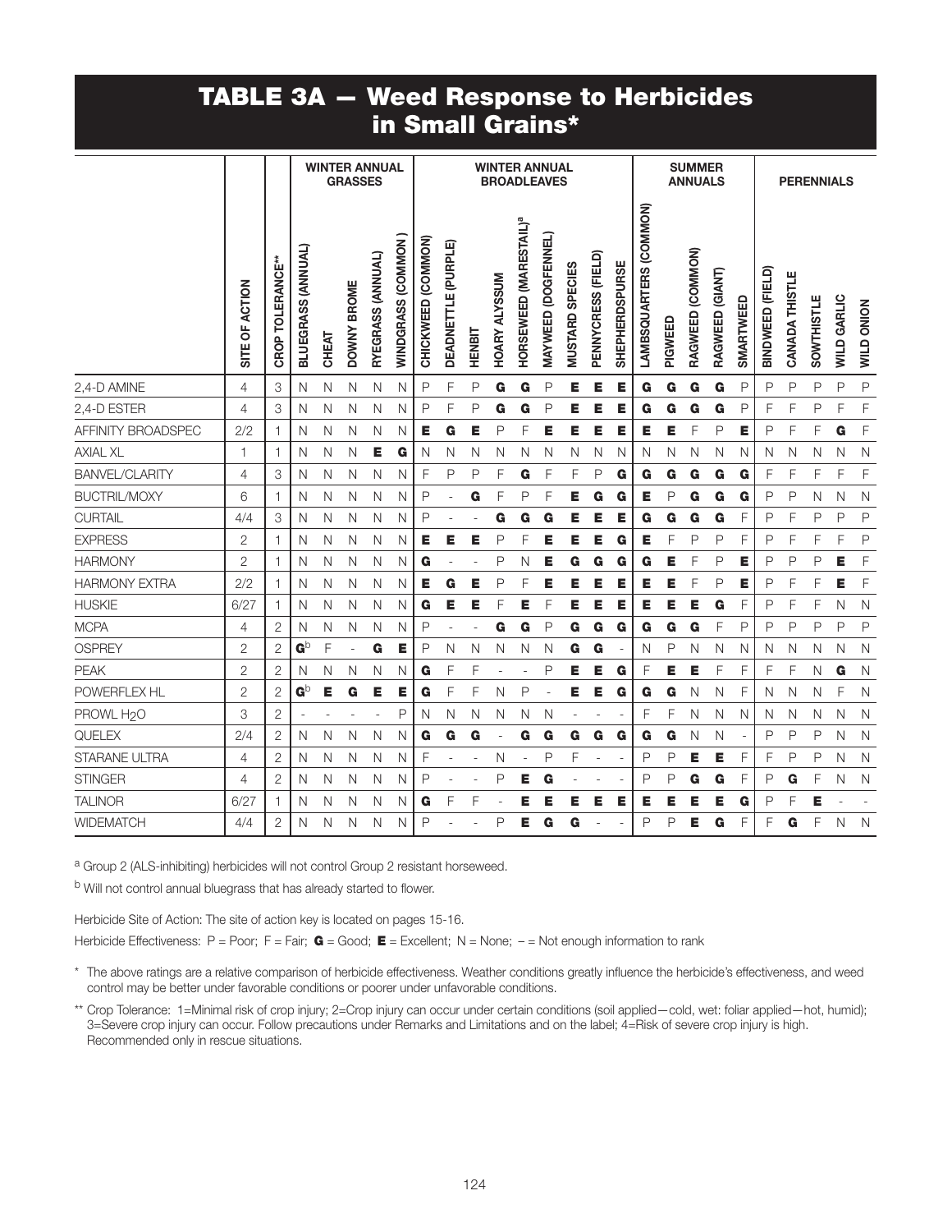# TABLE 3A — Weed Response to Herbicides in Small Grains*

| | | | WINTER ANNUAL GRASSES | | | | | WINTER ANNUAL BROADLEAVES | | | | | | | | | | SUMMER ANNUALS | | | | | PERENNIALS | | | | |
|---|---|---|---|---|---|---|---|---|---|---|---|---|---|---|---|---|---|---|---|---|---|---|---|---|---|---|---|
| | SITE OF ACTION | CROP TOLERANCE** | BLUEGRASS (ANNUAL) | CHEAT | DOWNY BROME | RYEGRASS (ANNUAL) | WINDGRASS (COMMON) | CHICKWEED (COMMON) | DEADNETTLE (PURPLE) | HENBIT | HOARY ALYSSUM | HORSEWEED (MARESTAIL)[a] | MAYWEED (DOGFENNEL) | MUSTARD SPECIES | PENNYCRESS (FIELD) | SHEPHERDSPURSE | LAMBSQUARTERS (COMMON) | PIGWEED | RAGWEED (COMMON) | RAGWEED (GIANT) | SMARTWEED | BINDWEED (FIELD) | CANADA THISTLE | SOWTHISTLE | WILD GARLIC | WILD ONION |
| 2,4-D AMINE | 4 | 3 | N | N | N | N | N | P | F | P | **G** | **G** | P | **E** | **E** | **E** | **G** | **G** | **G** | **G** | P | P | P | P | P | P |
| 2,4-D ESTER | 4 | 3 | N | N | N | N | N | P | F | P | **G** | **G** | P | **E** | **E** | **E** | **G** | **G** | **G** | **G** | P | F | F | P | F | F |
| AFFINITY BROADSPEC | 2/2 | 1 | N | N | N | N | N | **E** | **G** | **E** | P | F | **E** | **E** | **E** | **E** | **E** | **E** | F | P | **E** | P | F | F | **G** | F |
| AXIAL XL | 1 | 1 | N | N | N | **E** | **G** | N | N | N | N | N | N | N | N | N | N | N | N | N | N | N | N | N | N | N |
| BANVEL/CLARITY | 4 | 3 | N | N | N | N | N | F | P | P | F | **G** | F | F | P | **G** | **G** | **G** | **G** | **G** | **G** | F | F | F | F | F |
| BUCTRIL/MOXY | 6 | 1 | N | N | N | N | N | P | - | **G** | F | P | F | **E** | **G** | **G** | **E** | P | **G** | **G** | **G** | P | P | N | N | N |
| CURTAIL | 4/4 | 3 | N | N | N | N | N | P | - | - | **G** | **G** | **G** | **E** | **E** | **E** | **G** | **G** | **G** | **G** | F | P | F | P | P | P |
| EXPRESS | 2 | 1 | N | N | N | N | N | **E** | **E** | **E** | P | F | **E** | **E** | **E** | **G** | **E** | F | P | P | F | P | F | F | F | P |
| HARMONY | 2 | 1 | N | N | N | N | N | **G** | - | - | P | N | **E** | **G** | **G** | **G** | **G** | **E** | F | P | **E** | P | P | P | **E** | F |
| HARMONY EXTRA | 2/2 | 1 | N | N | N | N | N | **E** | **G** | **E** | P | F | **E** | **E** | **E** | **E** | **E** | **E** | F | P | **E** | P | F | F | **E** | F |
| HUSKIE | 6/27 | 1 | N | N | N | N | N | **G** | **E** | **E** | F | **E** | F | **E** | **E** | **E** | **E** | **E** | **E** | **G** | F | P | F | F | N | N |
| MCPA | 4 | 2 | N | N | N | N | N | P | - | - | **G** | **G** | P | **G** | **G** | **G** | **G** | **G** | **G** | F | P | P | P | P | P | P |
| OSPREY | 2 | 2 | **G**[b] | F | - | **G** | **E** | P | N | N | N | N | N | **G** | **G** | - | N | P | N | N | N | N | N | N | N | N |
| PEAK | 2 | 2 | N | N | N | N | N | **G** | F | F | - | - | P | **E** | **E** | **G** | F | **E** | **E** | F | F | F | F | N | **G** | N |
| POWERFLEX HL | 2 | 2 | **G**[b] | **E** | **G** | **E** | **E** | **G** | F | F | N | P | - | **E** | **E** | **G** | **G** | **G** | N | N | F | N | N | N | F | N |
| PROWL $H_2O$ | 3 | 2 | - | - | - | - | P | N | N | N | N | N | N | - | - | - | F | F | N | N | N | N | N | N | N | N |
| QUELEX | 2/4 | 2 | N | N | N | N | N | **G** | **G** | **G** | - | **G** | **G** | **G** | **G** | **G** | **G** | **G** | N | N | - | P | P | P | N | N |
| STARANE ULTRA | 4 | 2 | N | N | N | N | N | F | - | - | N | - | P | F | - | - | P | P | **E** | **E** | F | F | P | P | N | N |
| STINGER | 4 | 2 | N | N | N | N | N | P | - | - | P | **E** | **G** | - | - | - | P | P | **G** | **G** | F | P | **G** | F | N | N |
| TALINOR | 6/27 | 1 | N | N | N | N | N | **G** | F | F | - | **E** | **E** | **E** | **E** | **E** | **E** | **E** | **E** | **E** | **G** | P | F | **E** | - | - |
| WIDEMATCH | 4/4 | 2 | N | N | N | N | N | P | - | - | P | **E** | **G** | **G** | - | - | P | P | **E** | **G** | F | F | **G** | F | N | N |

[a] Group 2 (ALS-inhibiting) herbicides will not control Group 2 resistant horseweed.

[b] Will not control annual bluegrass that has already started to flower.

Herbicide Site of Action: The site of action key is located on pages 15-16.

Herbicide Effectiveness: P = Poor; F = Fair; **G** = Good; **E** = Excellent; N = None; – = Not enough information to rank

\* The above ratings are a relative comparison of herbicide effectiveness. Weather conditions greatly influence the herbicide's effectiveness, and weed control may be better under favorable conditions or poorer under unfavorable conditions.

** Crop Tolerance: 1=Minimal risk of crop injury; 2=Crop injury can occur under certain conditions (soil applied—cold, wet: foliar applied—hot, humid); 3=Severe crop injury can occur. Follow precautions under Remarks and Limitations and on the label; 4=Risk of severe crop injury is high. Recommended only in rescue situations.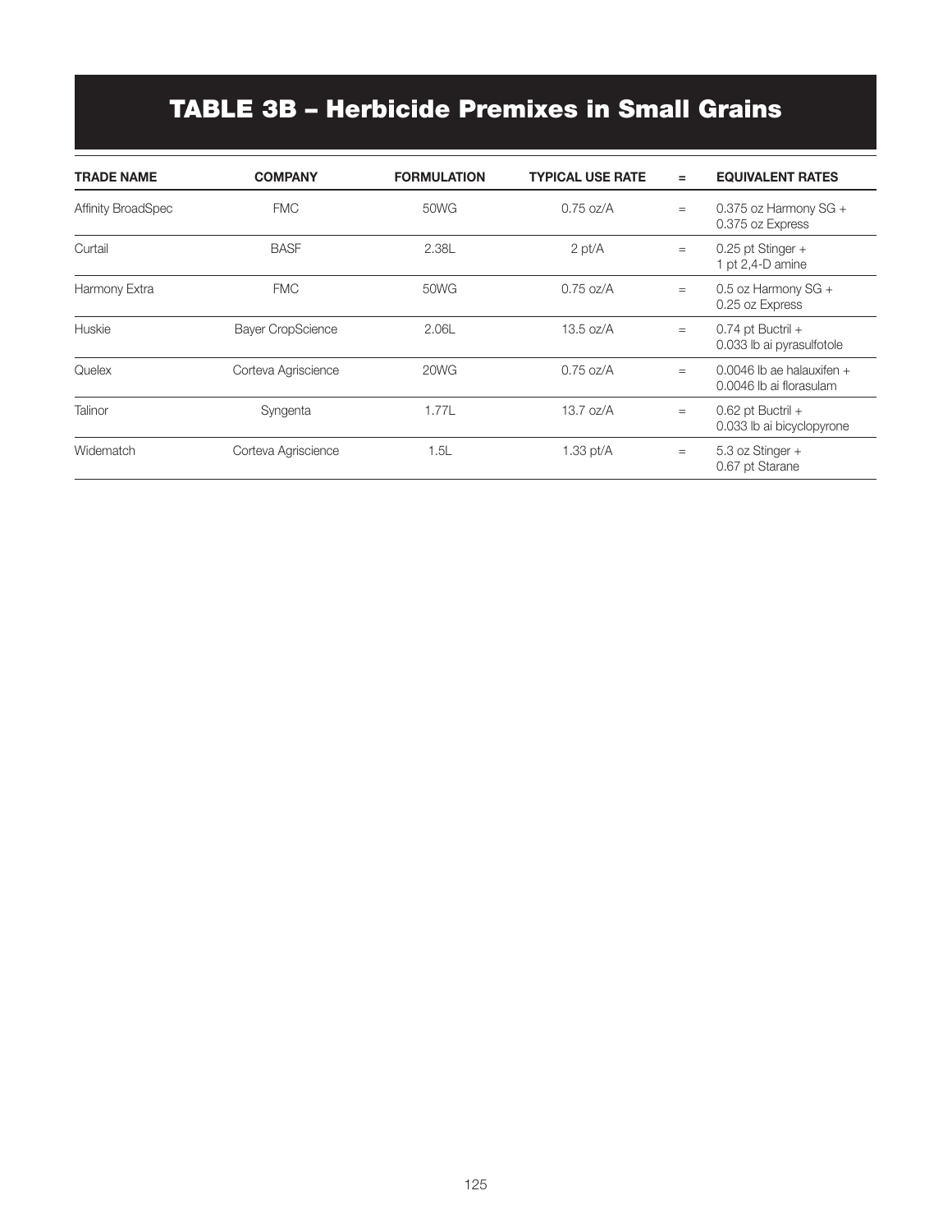# TABLE 3B – Herbicide Premixes in Small Grains

| TRADE NAME | COMPANY | FORMULATION | TYPICAL USE RATE | = | EQUIVALENT RATES |
|---|---|---|---|---|---|
| Affinity BroadSpec | FMC | 50WG | 0.75 oz/A | = | 0.375 oz Harmony SG + 0.375 oz Express |
| Curtail | BASF | 2.38L | 2 pt/A | = | 0.25 pt Stinger + 1 pt 2,4-D amine |
| Harmony Extra | FMC | 50WG | 0.75 oz/A | = | 0.5 oz Harmony SG + 0.25 oz Express |
| Huskie | Bayer CropScience | 2.06L | 13.5 oz/A | = | 0.74 pt Buctril + 0.033 lb ai pyrasulfotole |
| Quelex | Corteva Agriscience | 20WG | 0.75 oz/A | = | 0.0046 lb ae halauxifen + 0.0046 lb ai florasulam |
| Talinor | Syngenta | 1.77L | 13.7 oz/A | = | 0.62 pt Buctril + 0.033 lb ai bicyclopyrone |
| Widematch | Corteva Agriscience | 1.5L | 1.33 pt/A | = | 5.3 oz Stinger + 0.67 pt Starane |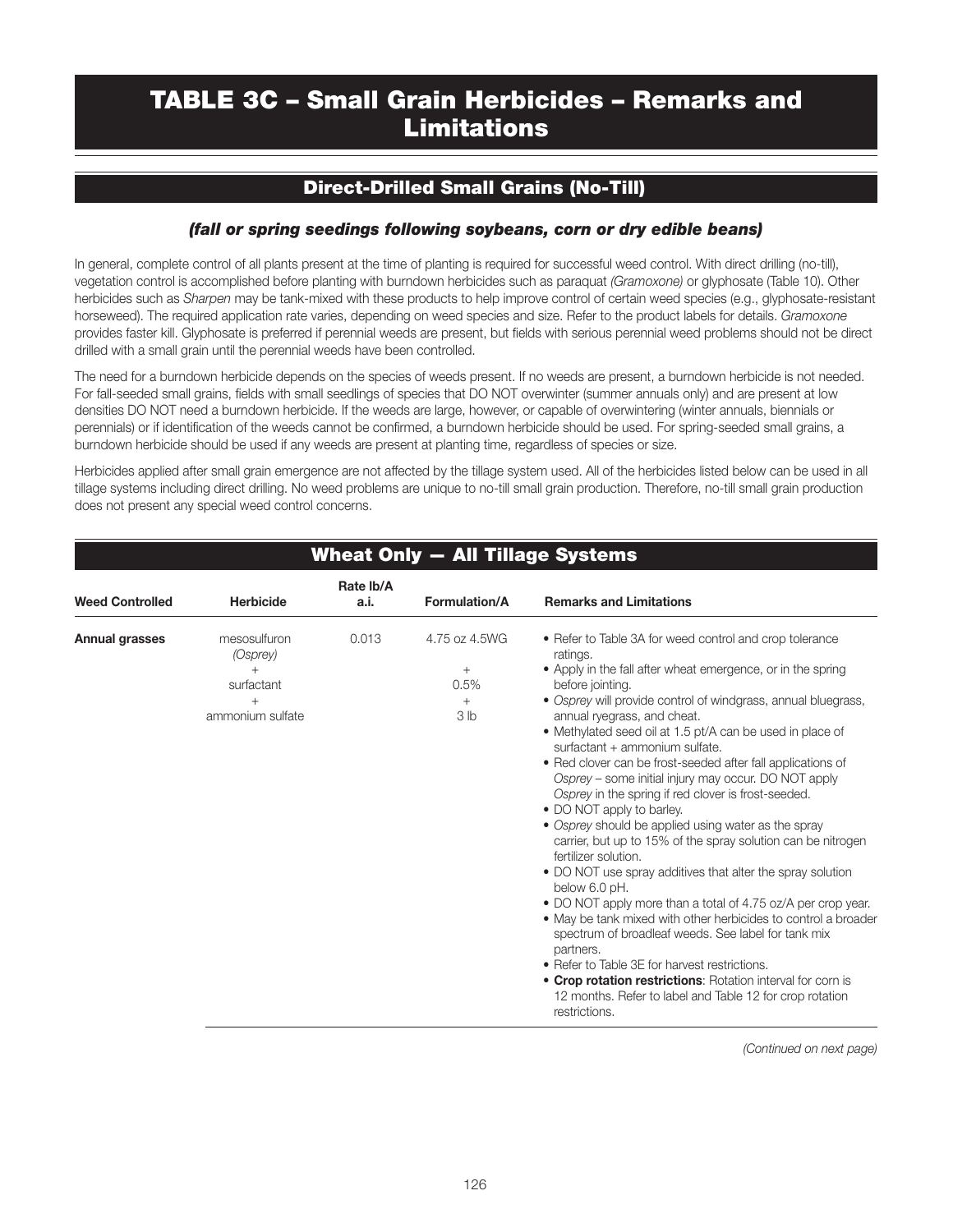# TABLE 3C – Small Grain Herbicides – Remarks and Limitations

## Direct-Drilled Small Grains (No-Till)

### *(fall or spring seedings following soybeans, corn or dry edible beans)*

In general, complete control of all plants present at the time of planting is required for successful weed control. With direct drilling (no-till), vegetation control is accomplished before planting with burndown herbicides such as paraquat *(Gramoxone)* or glyphosate (Table 10). Other herbicides such as *Sharpen* may be tank-mixed with these products to help improve control of certain weed species (e.g., glyphosate-resistant horseweed). The required application rate varies, depending on weed species and size. Refer to the product labels for details. *Gramoxone* provides faster kill. Glyphosate is preferred if perennial weeds are present, but fields with serious perennial weed problems should not be direct drilled with a small grain until the perennial weeds have been controlled.

The need for a burndown herbicide depends on the species of weeds present. If no weeds are present, a burndown herbicide is not needed. For fall-seeded small grains, fields with small seedlings of species that DO NOT overwinter (summer annuals only) and are present at low densities DO NOT need a burndown herbicide. If the weeds are large, however, or capable of overwintering (winter annuals, biennials or perennials) or if identification of the weeds cannot be confirmed, a burndown herbicide should be used. For spring-seeded small grains, a burndown herbicide should be used if any weeds are present at planting time, regardless of species or size.

Herbicides applied after small grain emergence are not affected by the tillage system used. All of the herbicides listed below can be used in all tillage systems including direct drilling. No weed problems are unique to no-till small grain production. Therefore, no-till small grain production does not present any special weed control concerns.

## Wheat Only — All Tillage Systems

| Weed Controlled | Herbicide | Rate lb/A a.i. | Formulation/A | Remarks and Limitations |
|---|---|---|---|---|
| **Annual grasses** | mesosulfuron *(Osprey)* + surfactant + ammonium sulfate | 0.013 | 4.75 oz 4.5WG + 0.5% + 3 lb | • Refer to Table 3A for weed control and crop tolerance ratings.<br>• Apply in the fall after wheat emergence, or in the spring before jointing.<br>• *Osprey* will provide control of windgrass, annual bluegrass, annual ryegrass, and cheat.<br>• Methylated seed oil at 1.5 pt/A can be used in place of surfactant + ammonium sulfate.<br>• Red clover can be frost-seeded after fall applications of *Osprey* – some initial injury may occur. DO NOT apply *Osprey* in the spring if red clover is frost-seeded.<br>• DO NOT apply to barley.<br>• *Osprey* should be applied using water as the spray carrier, but up to 15% of the spray solution can be nitrogen fertilizer solution.<br>• DO NOT use spray additives that alter the spray solution below 6.0 pH.<br>• DO NOT apply more than a total of 4.75 oz/A per crop year.<br>• May be tank mixed with other herbicides to control a broader spectrum of broadleaf weeds. See label for tank mix partners.<br>• Refer to Table 3E for harvest restrictions.<br>• **Crop rotation restrictions**: Rotation interval for corn is 12 months. Refer to label and Table 12 for crop rotation restrictions. |

*(Continued on next page)*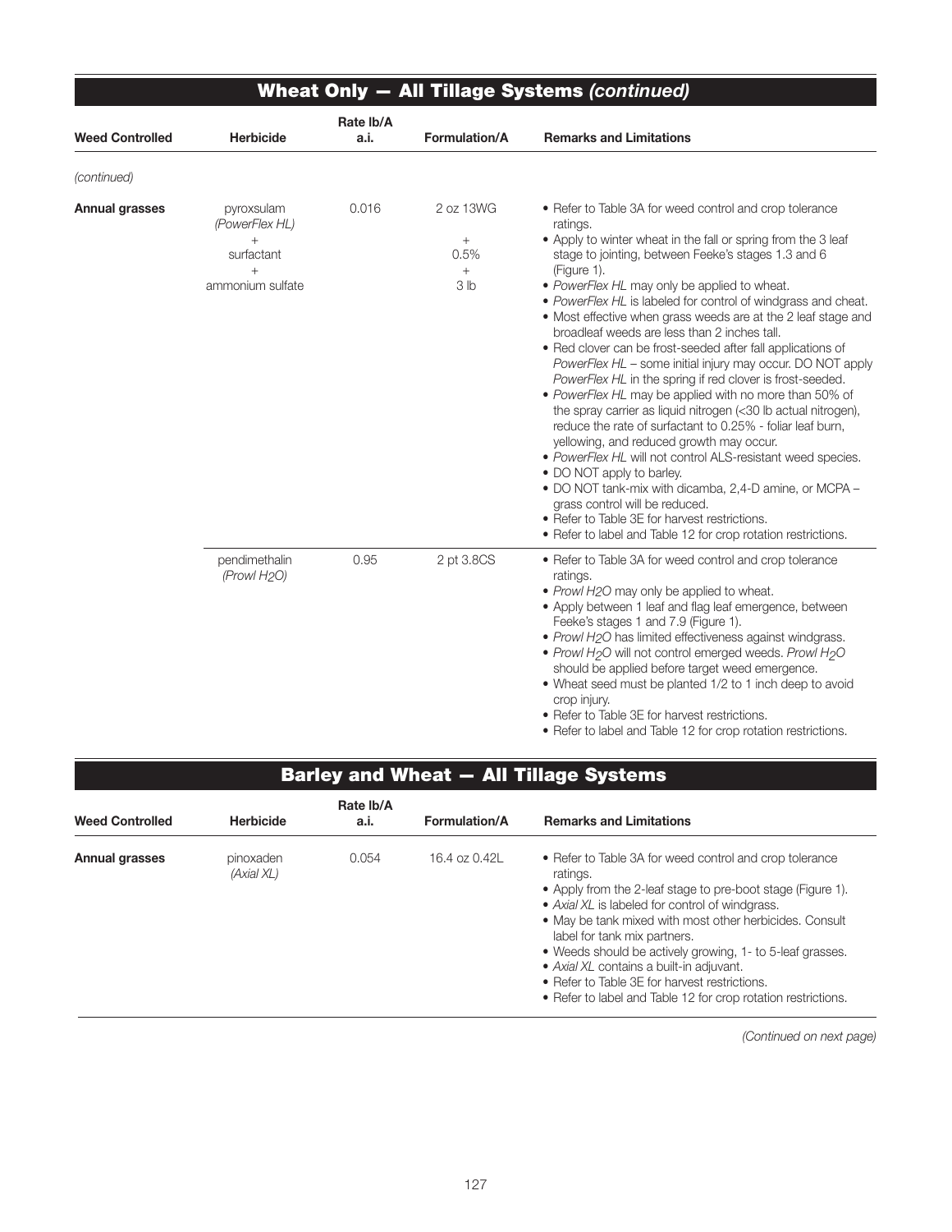## Wheat Only — All Tillage Systems *(continued)*

| Weed Controlled | Herbicide | Rate lb/A a.i. | Formulation/A | Remarks and Limitations |
|---|---|---|---|---|
| *(continued)* | | | | |
| **Annual grasses** | pyroxsulam *(PowerFlex HL)* + surfactant + ammonium sulfate | 0.016 | 2 oz 13WG + 0.5% + 3 lb | • Refer to Table 3A for weed control and crop tolerance ratings. • Apply to winter wheat in the fall or spring from the 3 leaf stage to jointing, between Feeke's stages 1.3 and 6 (Figure 1). • *PowerFlex HL* may only be applied to wheat. • *PowerFlex HL* is labeled for control of windgrass and cheat. • Most effective when grass weeds are at the 2 leaf stage and broadleaf weeds are less than 2 inches tall. • Red clover can be frost-seeded after fall applications of *PowerFlex HL* – some initial injury may occur. DO NOT apply *PowerFlex HL* in the spring if red clover is frost-seeded. • *PowerFlex HL* may be applied with no more than 50% of the spray carrier as liquid nitrogen (<30 lb actual nitrogen), reduce the rate of surfactant to 0.25% - foliar leaf burn, yellowing, and reduced growth may occur. • *PowerFlex HL* will not control ALS-resistant weed species. • DO NOT apply to barley. • DO NOT tank-mix with dicamba, 2,4-D amine, or MCPA – grass control will be reduced. • Refer to Table 3E for harvest restrictions. • Refer to label and Table 12 for crop rotation restrictions. |
| | pendimethalin *(Prowl $H_2O$)* | 0.95 | 2 pt 3.8CS | • Refer to Table 3A for weed control and crop tolerance ratings. • *Prowl $H_2O$* may only be applied to wheat. • Apply between 1 leaf and flag leaf emergence, between Feeke's stages 1 and 7.9 (Figure 1). • *Prowl $H_2O$* has limited effectiveness against windgrass. • *Prowl $H_2O$* will not control emerged weeds. *Prowl $H_2O$* should be applied before target weed emergence. • Wheat seed must be planted 1/2 to 1 inch deep to avoid crop injury. • Refer to Table 3E for harvest restrictions. • Refer to label and Table 12 for crop rotation restrictions. |

## Barley and Wheat — All Tillage Systems

| Weed Controlled | Herbicide | Rate lb/A a.i. | Formulation/A | Remarks and Limitations |
|---|---|---|---|---|
| **Annual grasses** | pinoxaden *(Axial XL)* | 0.054 | 16.4 oz 0.42L | • Refer to Table 3A for weed control and crop tolerance ratings. • Apply from the 2-leaf stage to pre-boot stage (Figure 1). • *Axial XL* is labeled for control of windgrass. • May be tank mixed with most other herbicides. Consult label for tank mix partners. • Weeds should be actively growing, 1- to 5-leaf grasses. • *Axial XL* contains a built-in adjuvant. • Refer to Table 3E for harvest restrictions. • Refer to label and Table 12 for crop rotation restrictions. |

*(Continued on next page)*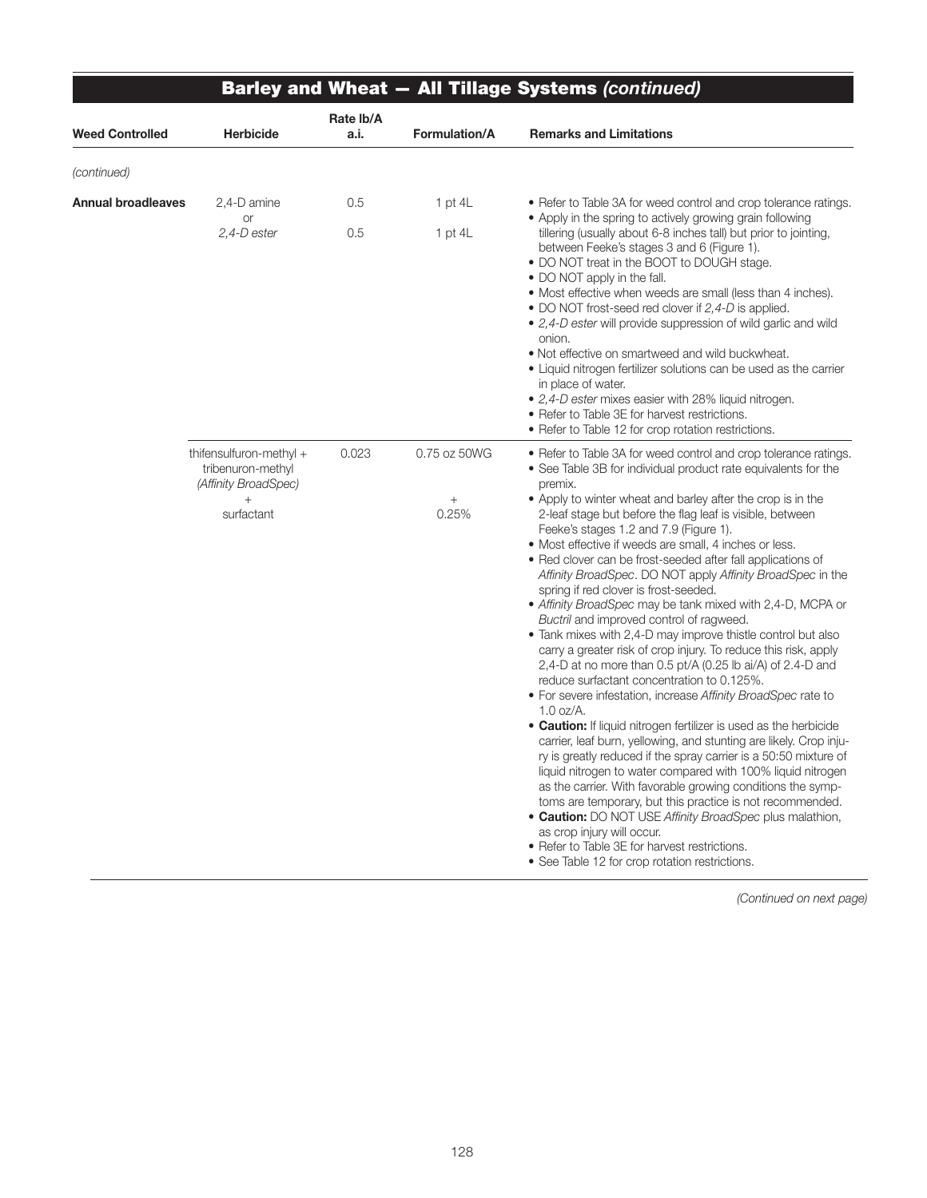## Barley and Wheat — All Tillage Systems *(continued)*

| Weed Controlled | Herbicide | Rate lb/A a.i. | Formulation/A | Remarks and Limitations |
|---|---|---|---|---|
| *(continued)* | | | | |
| **Annual broadleaves** | 2,4-D amine<br>or<br>*2,4-D ester* | 0.5<br><br>0.5 | 1 pt 4L<br><br>1 pt 4L | • Refer to Table 3A for weed control and crop tolerance ratings.<br>• Apply in the spring to actively growing grain following tillering (usually about 6-8 inches tall) but prior to jointing, between Feeke's stages 3 and 6 (Figure 1).<br>• DO NOT treat in the BOOT to DOUGH stage.<br>• DO NOT apply in the fall.<br>• Most effective when weeds are small (less than 4 inches).<br>• DO NOT frost-seed red clover if *2,4-D* is applied.<br>• *2,4-D ester* will provide suppression of wild garlic and wild onion.<br>• Not effective on smartweed and wild buckwheat.<br>• Liquid nitrogen fertilizer solutions can be used as the carrier in place of water.<br>• *2,4-D ester* mixes easier with 28% liquid nitrogen.<br>• Refer to Table 3E for harvest restrictions.<br>• Refer to Table 12 for crop rotation restrictions. |
| | thifensulfuron-methyl + tribenuron-methyl *(Affinity BroadSpec)*<br>+<br>surfactant | 0.023 | 0.75 oz 50WG<br><br>+<br>0.25% | • Refer to Table 3A for weed control and crop tolerance ratings.<br>• See Table 3B for individual product rate equivalents for the premix.<br>• Apply to winter wheat and barley after the crop is in the 2-leaf stage but before the flag leaf is visible, between Feeke's stages 1.2 and 7.9 (Figure 1).<br>• Most effective if weeds are small, 4 inches or less.<br>• Red clover can be frost-seeded after fall applications of *Affinity BroadSpec*. DO NOT apply *Affinity BroadSpec* in the spring if red clover is frost-seeded.<br>• *Affinity BroadSpec* may be tank mixed with 2,4-D, MCPA or *Buctril* and improved control of ragweed.<br>• Tank mixes with 2,4-D may improve thistle control but also carry a greater risk of crop injury. To reduce this risk, apply 2,4-D at no more than 0.5 pt/A (0.25 lb ai/A) of 2.4-D and reduce surfactant concentration to 0.125%.<br>• For severe infestation, increase *Affinity BroadSpec* rate to 1.0 oz/A.<br>• **Caution:** If liquid nitrogen fertilizer is used as the herbicide carrier, leaf burn, yellowing, and stunting are likely. Crop injury is greatly reduced if the spray carrier is a 50:50 mixture of liquid nitrogen to water compared with 100% liquid nitrogen as the carrier. With favorable growing conditions the symptoms are temporary, but this practice is not recommended.<br>• **Caution:** DO NOT USE *Affinity BroadSpec* plus malathion, as crop injury will occur.<br>• Refer to Table 3E for harvest restrictions.<br>• See Table 12 for crop rotation restrictions. |

*(Continued on next page)*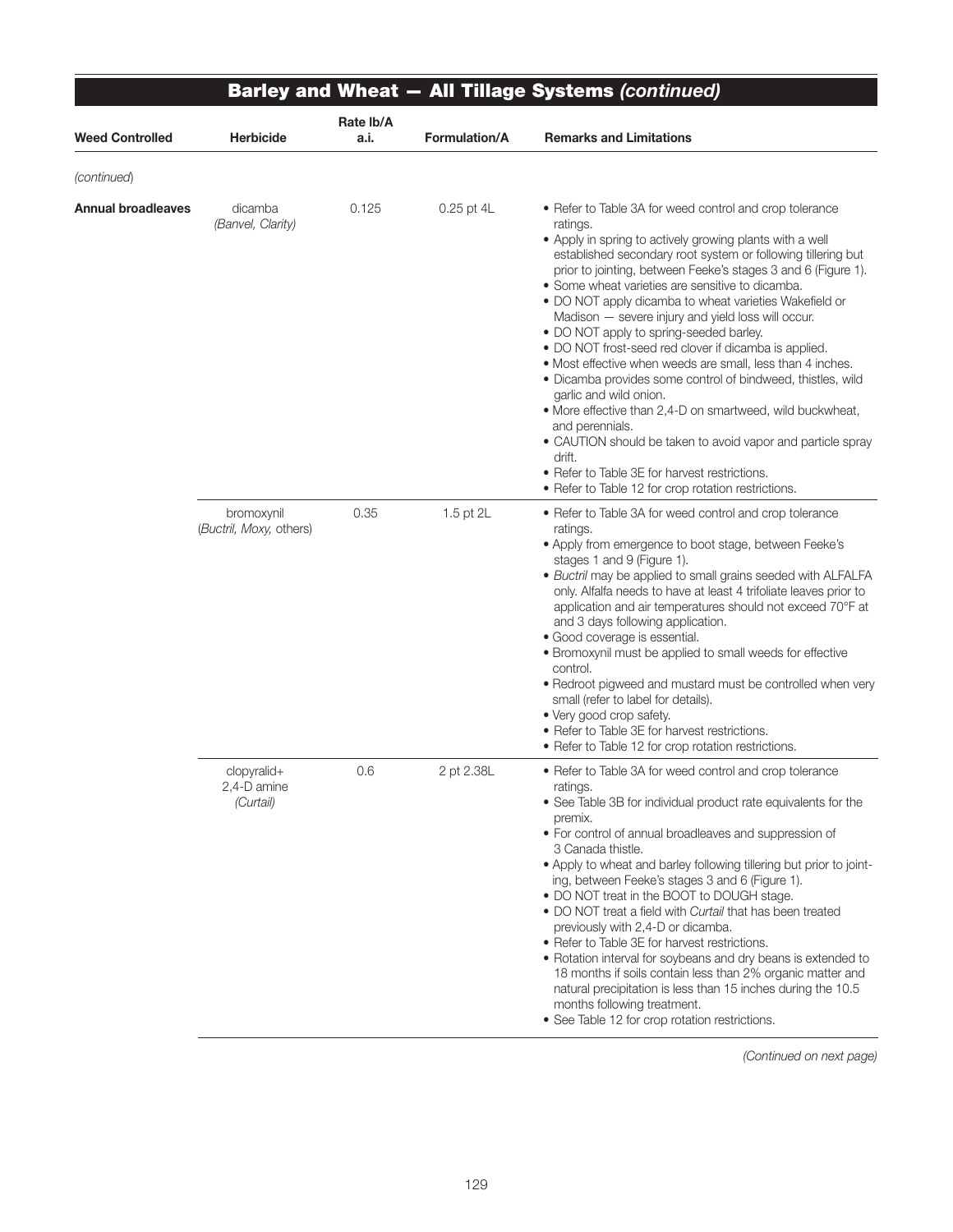## Barley and Wheat — All Tillage Systems *(continued)*

| Weed Controlled | Herbicide | Rate lb/A a.i. | Formulation/A | Remarks and Limitations |
|---|---|---|---|---|
| *(continued)* | | | | |
| **Annual broadleaves** | dicamba *(Banvel, Clarity)* | 0.125 | 0.25 pt 4L | • Refer to Table 3A for weed control and crop tolerance ratings.<br>• Apply in spring to actively growing plants with a well established secondary root system or following tillering but prior to jointing, between Feeke's stages 3 and 6 (Figure 1).<br>• Some wheat varieties are sensitive to dicamba.<br>• DO NOT apply dicamba to wheat varieties Wakefield or Madison — severe injury and yield loss will occur.<br>• DO NOT apply to spring-seeded barley.<br>• DO NOT frost-seed red clover if dicamba is applied.<br>• Most effective when weeds are small, less than 4 inches.<br>• Dicamba provides some control of bindweed, thistles, wild garlic and wild onion.<br>• More effective than 2,4-D on smartweed, wild buckwheat, and perennials.<br>• CAUTION should be taken to avoid vapor and particle spray drift.<br>• Refer to Table 3E for harvest restrictions.<br>• Refer to Table 12 for crop rotation restrictions. |
| | bromoxynil (*Buctril, Moxy,* others) | 0.35 | 1.5 pt 2L | • Refer to Table 3A for weed control and crop tolerance ratings.<br>• Apply from emergence to boot stage, between Feeke's stages 1 and 9 (Figure 1).<br>• *Buctril* may be applied to small grains seeded with ALFALFA only. Alfalfa needs to have at least 4 trifoliate leaves prior to application and air temperatures should not exceed 70°F at and 3 days following application.<br>• Good coverage is essential.<br>• Bromoxynil must be applied to small weeds for effective control.<br>• Redroot pigweed and mustard must be controlled when very small (refer to label for details).<br>• Very good crop safety.<br>• Refer to Table 3E for harvest restrictions.<br>• Refer to Table 12 for crop rotation restrictions. |
| | clopyralid+ 2,4-D amine *(Curtail)* | 0.6 | 2 pt 2.38L | • Refer to Table 3A for weed control and crop tolerance ratings.<br>• See Table 3B for individual product rate equivalents for the premix.<br>• For control of annual broadleaves and suppression of 3 Canada thistle.<br>• Apply to wheat and barley following tillering but prior to jointing, between Feeke's stages 3 and 6 (Figure 1).<br>• DO NOT treat in the BOOT to DOUGH stage.<br>• DO NOT treat a field with *Curtail* that has been treated previously with 2,4-D or dicamba.<br>• Refer to Table 3E for harvest restrictions.<br>• Rotation interval for soybeans and dry beans is extended to 18 months if soils contain less than 2% organic matter and natural precipitation is less than 15 inches during the 10.5 months following treatment.<br>• See Table 12 for crop rotation restrictions. |

*(Continued on next page)*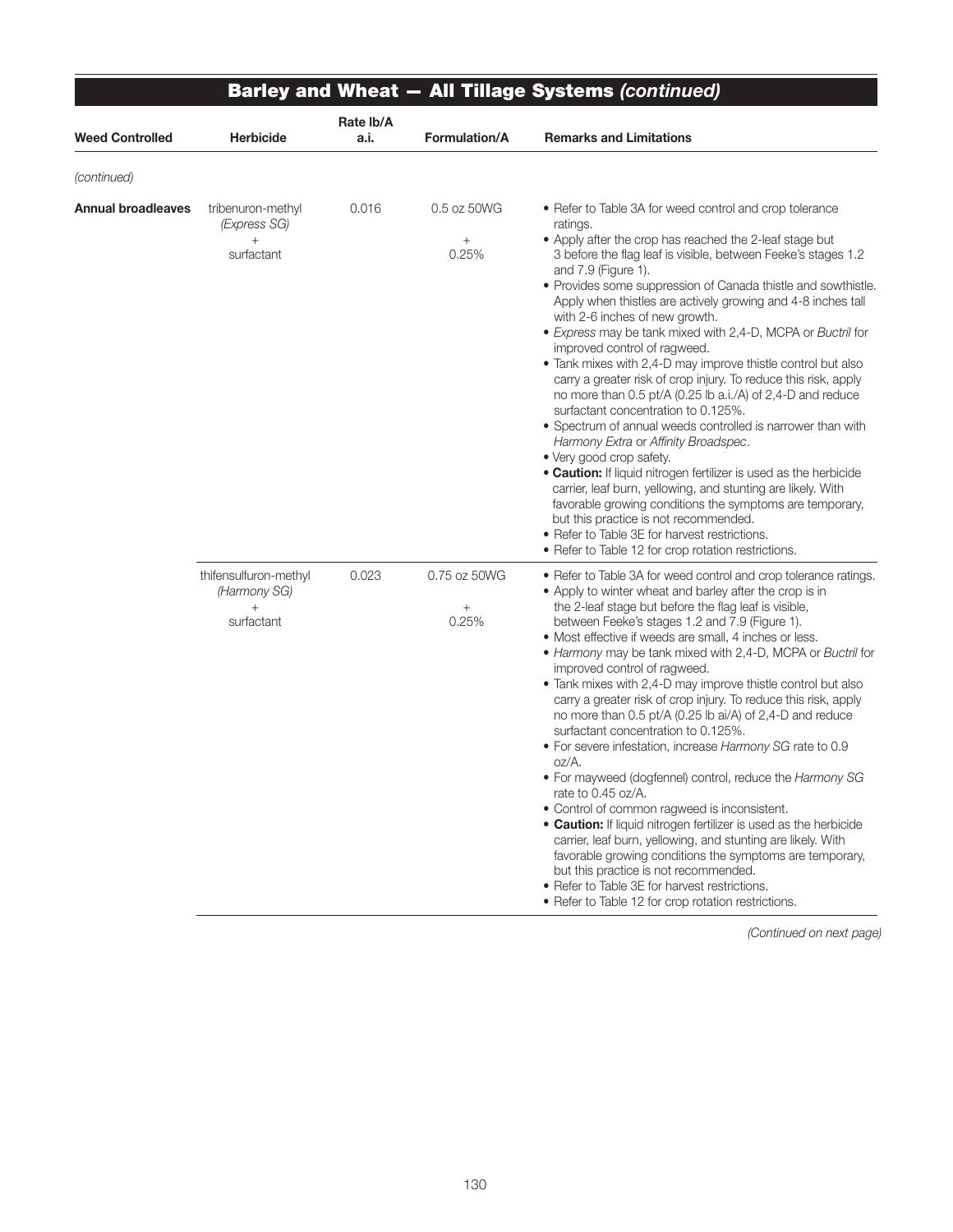## Barley and Wheat — All Tillage Systems *(continued)*

| Weed Controlled | Herbicide | Rate lb/A a.i. | Formulation/A | Remarks and Limitations |
|---|---|---|---|---|
| *(continued)* | | | | |
| **Annual broadleaves** | tribenuron-methyl *(Express SG)* + surfactant | 0.016 | 0.5 oz 50WG + 0.25% | • Refer to Table 3A for weed control and crop tolerance ratings.<br>• Apply after the crop has reached the 2-leaf stage but before the flag leaf is visible, between Feeke's stages 1.2 and 7.9 (Figure 1).<br>• Provides some suppression of Canada thistle and sowthistle. Apply when thistles are actively growing and 4-8 inches tall with 2-6 inches of new growth.<br>• *Express* may be tank mixed with 2,4-D, MCPA or *Buctril* for improved control of ragweed.<br>• Tank mixes with 2,4-D may improve thistle control but also carry a greater risk of crop injury. To reduce this risk, apply no more than 0.5 pt/A (0.25 lb a.i./A) of 2,4-D and reduce surfactant concentration to 0.125%.<br>• Spectrum of annual weeds controlled is narrower than with *Harmony Extra* or *Affinity Broadspec*.<br>• Very good crop safety.<br>• **Caution:** If liquid nitrogen fertilizer is used as the herbicide carrier, leaf burn, yellowing, and stunting are likely. With favorable growing conditions the symptoms are temporary, but this practice is not recommended.<br>• Refer to Table 3E for harvest restrictions.<br>• Refer to Table 12 for crop rotation restrictions. |
| | thifensulfuron-methyl *(Harmony SG)* + surfactant | 0.023 | 0.75 oz 50WG + 0.25% | • Refer to Table 3A for weed control and crop tolerance ratings.<br>• Apply to winter wheat and barley after the crop is in the 2-leaf stage but before the flag leaf is visible, between Feeke's stages 1.2 and 7.9 (Figure 1).<br>• Most effective if weeds are small, 4 inches or less.<br>• *Harmony* may be tank mixed with 2,4-D, MCPA or *Buctril* for improved control of ragweed.<br>• Tank mixes with 2,4-D may improve thistle control but also carry a greater risk of crop injury. To reduce this risk, apply no more than 0.5 pt/A (0.25 lb ai/A) of 2,4-D and reduce surfactant concentration to 0.125%.<br>• For severe infestation, increase *Harmony SG* rate to 0.9 oz/A.<br>• For mayweed (dogfennel) control, reduce the *Harmony SG* rate to 0.45 oz/A.<br>• Control of common ragweed is inconsistent.<br>• **Caution:** If liquid nitrogen fertilizer is used as the herbicide carrier, leaf burn, yellowing, and stunting are likely. With favorable growing conditions the symptoms are temporary, but this practice is not recommended.<br>• Refer to Table 3E for harvest restrictions.<br>• Refer to Table 12 for crop rotation restrictions. |

*(Continued on next page)*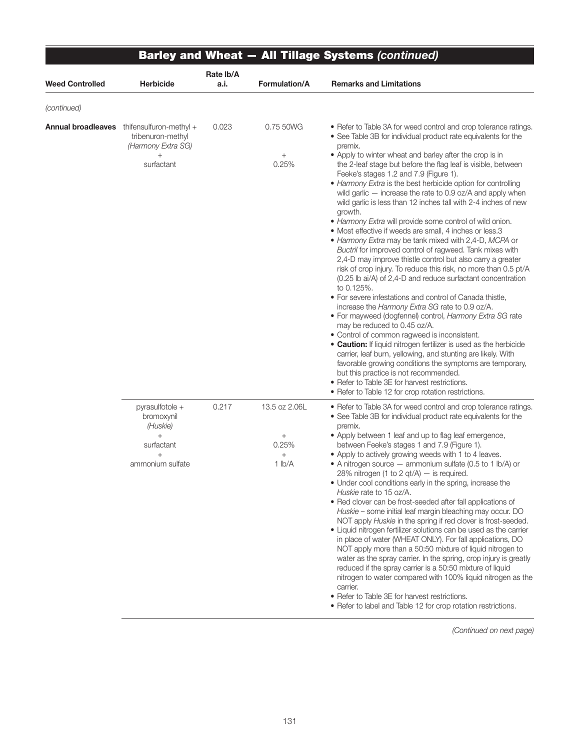## Barley and Wheat — All Tillage Systems *(continued)*

| Weed Controlled | Herbicide | Rate lb/A a.i. | Formulation/A | Remarks and Limitations |
|---|---|---|---|---|
| *(continued)* | | | | |
| **Annual broadleaves** | thifensulfuron-methyl + tribenuron-methyl *(Harmony Extra SG)* + surfactant | 0.023 | 0.75 50WG + 0.25% | • Refer to Table 3A for weed control and crop tolerance ratings.<br>• See Table 3B for individual product rate equivalents for the premix.<br>• Apply to winter wheat and barley after the crop is in the 2-leaf stage but before the flag leaf is visible, between Feeke's stages 1.2 and 7.9 (Figure 1).<br>• *Harmony Extra* is the best herbicide option for controlling wild garlic — increase the rate to 0.9 oz/A and apply when wild garlic is less than 12 inches tall with 2-4 inches of new growth.<br>• *Harmony Extra* will provide some control of wild onion.<br>• Most effective if weeds are small, 4 inches or less.3<br>• *Harmony Extra* may be tank mixed with 2,4-D, *MCPA* or *Buctril* for improved control of ragweed. Tank mixes with 2,4-D may improve thistle control but also carry a greater risk of crop injury. To reduce this risk, no more than 0.5 pt/A (0.25 lb ai/A) of 2,4-D and reduce surfactant concentration to 0.125%.<br>• For severe infestations and control of Canada thistle, increase the *Harmony Extra SG* rate to 0.9 oz/A.<br>• For mayweed (dogfennel) control, *Harmony Extra SG* rate may be reduced to 0.45 oz/A.<br>• Control of common ragweed is inconsistent.<br>• **Caution:** If liquid nitrogen fertilizer is used as the herbicide carrier, leaf burn, yellowing, and stunting are likely. With favorable growing conditions the symptoms are temporary, but this practice is not recommended.<br>• Refer to Table 3E for harvest restrictions.<br>• Refer to Table 12 for crop rotation restrictions. |
| | pyrasulfotole + bromoxynil *(Huskie)* + surfactant + ammonium sulfate | 0.217 | 13.5 oz 2.06L + 0.25% + 1 lb/A | • Refer to Table 3A for weed control and crop tolerance ratings.<br>• See Table 3B for individual product rate equivalents for the premix.<br>• Apply between 1 leaf and up to flag leaf emergence, between Feeke's stages 1 and 7.9 (Figure 1).<br>• Apply to actively growing weeds with 1 to 4 leaves.<br>• A nitrogen source — ammonium sulfate (0.5 to 1 lb/A) or 28% nitrogen (1 to 2 qt/A) — is required.<br>• Under cool conditions early in the spring, increase the *Huskie* rate to 15 oz/A.<br>• Red clover can be frost-seeded after fall applications of *Huskie* – some initial leaf margin bleaching may occur. DO NOT apply *Huskie* in the spring if red clover is frost-seeded.<br>• Liquid nitrogen fertilizer solutions can be used as the carrier in place of water (WHEAT ONLY). For fall applications, DO NOT apply more than a 50:50 mixture of liquid nitrogen to water as the spray carrier. In the spring, crop injury is greatly reduced if the spray carrier is a 50:50 mixture of liquid nitrogen to water compared with 100% liquid nitrogen as the carrier.<br>• Refer to Table 3E for harvest restrictions.<br>• Refer to label and Table 12 for crop rotation restrictions. |

*(Continued on next page)*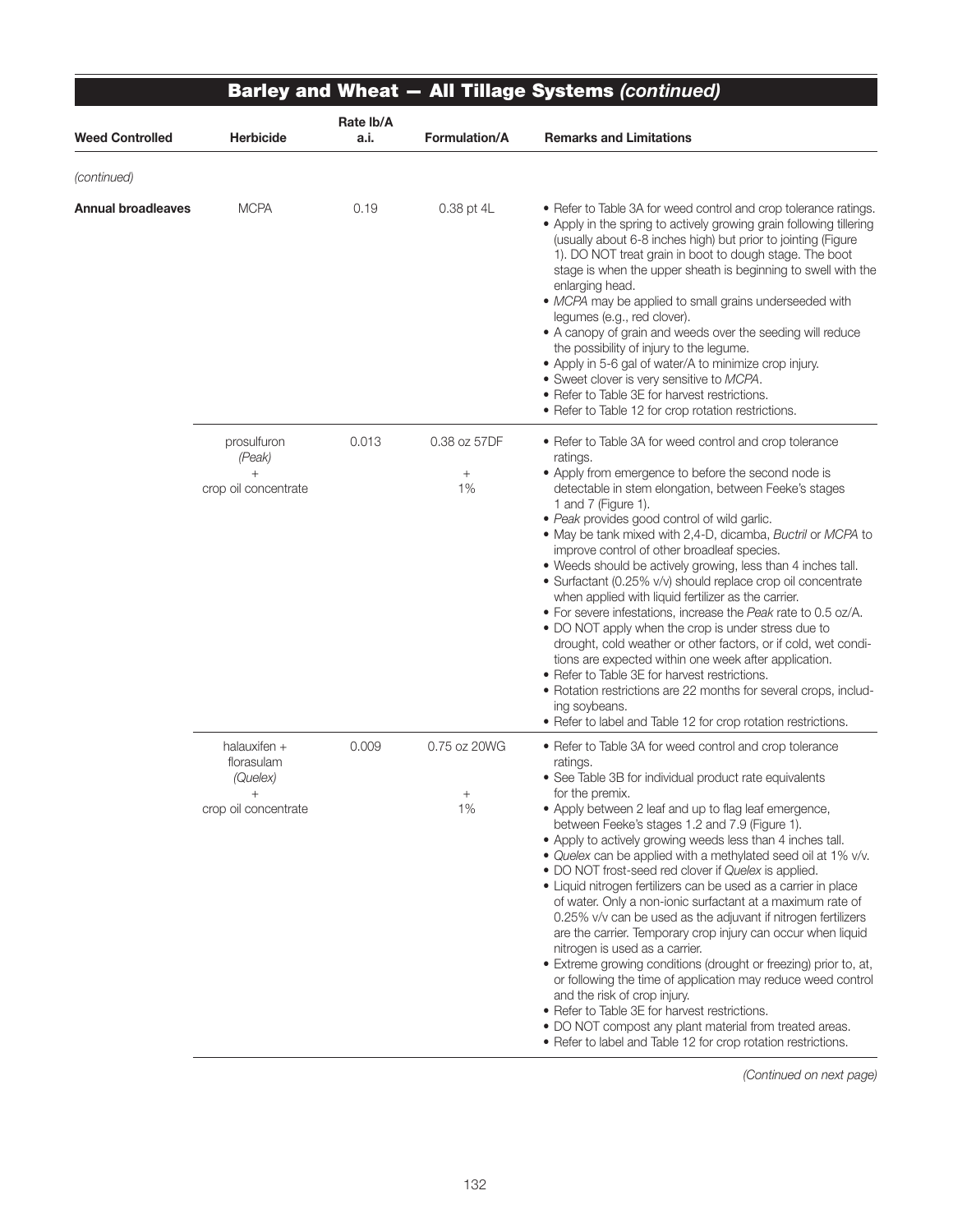## Barley and Wheat — All Tillage Systems *(continued)*

| Weed Controlled | Herbicide | Rate lb/A a.i. | Formulation/A | Remarks and Limitations |
|---|---|---|---|---|
| *(continued)* | | | | |
| **Annual broadleaves** | MCPA | 0.19 | 0.38 pt 4L | • Refer to Table 3A for weed control and crop tolerance ratings.<br>• Apply in the spring to actively growing grain following tillering (usually about 6-8 inches high) but prior to jointing (Figure 1). DO NOT treat grain in boot to dough stage. The boot stage is when the upper sheath is beginning to swell with the enlarging head.<br>• *MCPA* may be applied to small grains underseeded with legumes (e.g., red clover).<br>• A canopy of grain and weeds over the seeding will reduce the possibility of injury to the legume.<br>• Apply in 5-6 gal of water/A to minimize crop injury.<br>• Sweet clover is very sensitive to *MCPA*.<br>• Refer to Table 3E for harvest restrictions.<br>• Refer to Table 12 for crop rotation restrictions. |
| | prosulfuron *(Peak)* + crop oil concentrate | 0.013 | 0.38 oz 57DF + 1% | • Refer to Table 3A for weed control and crop tolerance ratings.<br>• Apply from emergence to before the second node is detectable in stem elongation, between Feeke's stages 1 and 7 (Figure 1).<br>• *Peak* provides good control of wild garlic.<br>• May be tank mixed with 2,4-D, dicamba, *Buctril* or *MCPA* to improve control of other broadleaf species.<br>• Weeds should be actively growing, less than 4 inches tall.<br>• Surfactant (0.25% v/v) should replace crop oil concentrate when applied with liquid fertilizer as the carrier.<br>• For severe infestations, increase the *Peak* rate to 0.5 oz/A.<br>• DO NOT apply when the crop is under stress due to drought, cold weather or other factors, or if cold, wet conditions are expected within one week after application.<br>• Refer to Table 3E for harvest restrictions.<br>• Rotation restrictions are 22 months for several crops, including soybeans.<br>• Refer to label and Table 12 for crop rotation restrictions. |
| | halauxifen + florasulam *(Quelex)* + crop oil concentrate | 0.009 | 0.75 oz 20WG + 1% | • Refer to Table 3A for weed control and crop tolerance ratings.<br>• See Table 3B for individual product rate equivalents for the premix.<br>• Apply between 2 leaf and up to flag leaf emergence, between Feeke's stages 1.2 and 7.9 (Figure 1).<br>• Apply to actively growing weeds less than 4 inches tall.<br>• *Quelex* can be applied with a methylated seed oil at 1% v/v.<br>• DO NOT frost-seed red clover if *Quelex* is applied.<br>• Liquid nitrogen fertilizers can be used as a carrier in place of water. Only a non-ionic surfactant at a maximum rate of 0.25% v/v can be used as the adjuvant if nitrogen fertilizers are the carrier. Temporary crop injury can occur when liquid nitrogen is used as a carrier.<br>• Extreme growing conditions (drought or freezing) prior to, at, or following the time of application may reduce weed control and the risk of crop injury.<br>• Refer to Table 3E for harvest restrictions.<br>• DO NOT compost any plant material from treated areas.<br>• Refer to label and Table 12 for crop rotation restrictions. |

*(Continued on next page)*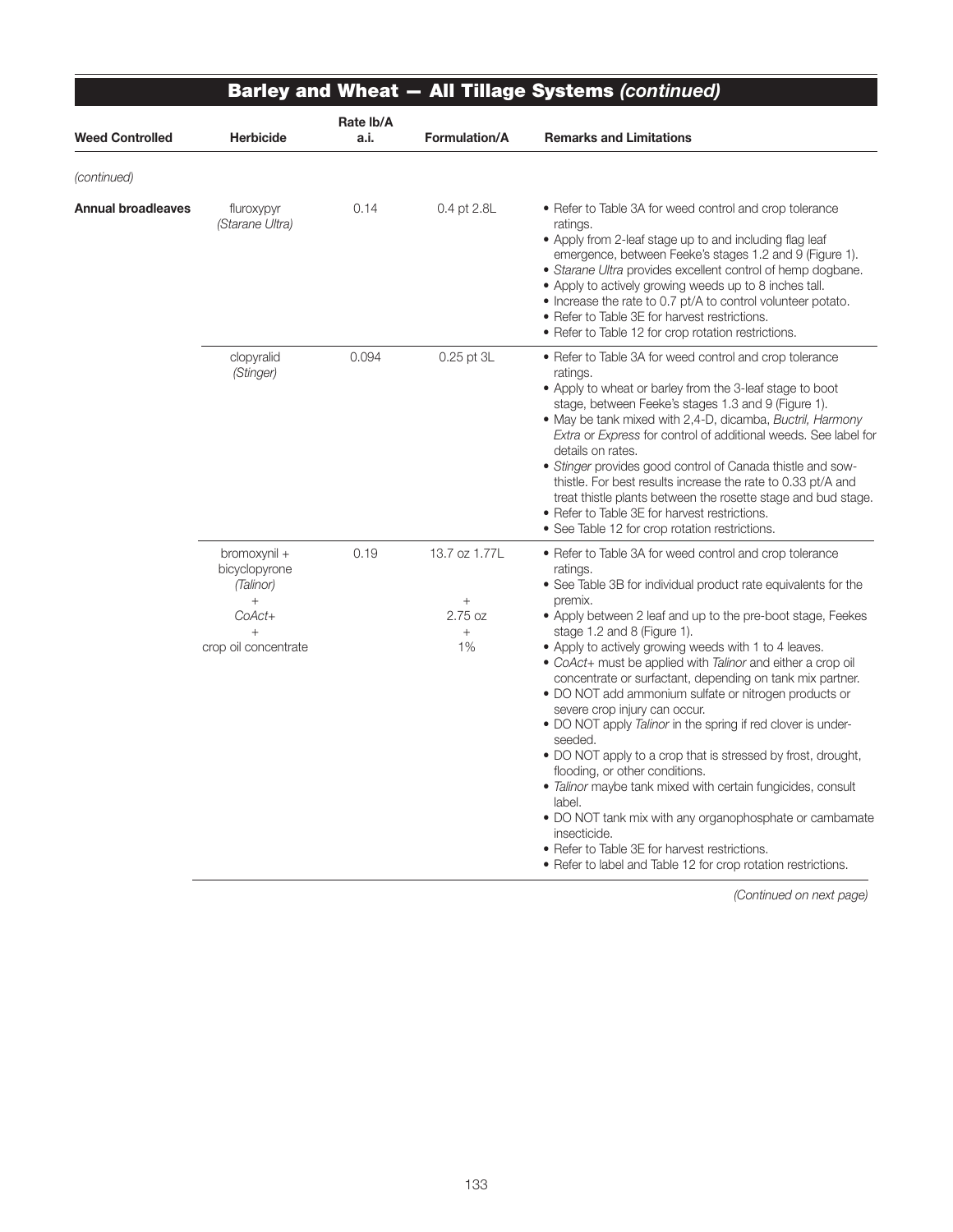## Barley and Wheat — All Tillage Systems *(continued)*

| Weed Controlled | Herbicide | Rate lb/A a.i. | Formulation/A | Remarks and Limitations |
|---|---|---|---|---|
| *(continued)* | | | | |
| **Annual broadleaves** | fluroxypyr *(Starane Ultra)* | 0.14 | 0.4 pt 2.8L | • Refer to Table 3A for weed control and crop tolerance ratings.<br>• Apply from 2-leaf stage up to and including flag leaf emergence, between Feeke's stages 1.2 and 9 (Figure 1).<br>• *Starane Ultra* provides excellent control of hemp dogbane.<br>• Apply to actively growing weeds up to 8 inches tall.<br>• Increase the rate to 0.7 pt/A to control volunteer potato.<br>• Refer to Table 3E for harvest restrictions.<br>• Refer to Table 12 for crop rotation restrictions. |
| | clopyralid *(Stinger)* | 0.094 | 0.25 pt 3L | • Refer to Table 3A for weed control and crop tolerance ratings.<br>• Apply to wheat or barley from the 3-leaf stage to boot stage, between Feeke's stages 1.3 and 9 (Figure 1).<br>• May be tank mixed with 2,4-D, dicamba, *Buctril, Harmony Extra* or *Express* for control of additional weeds. See label for details on rates.<br>• *Stinger* provides good control of Canada thistle and sow-thistle. For best results increase the rate to 0.33 pt/A and treat thistle plants between the rosette stage and bud stage.<br>• Refer to Table 3E for harvest restrictions.<br>• See Table 12 for crop rotation restrictions. |
| | bromoxynil + bicyclopyrone *(Talinor)* + *CoAct+* + crop oil concentrate | 0.19 | 13.7 oz 1.77L + 2.75 oz + 1% | • Refer to Table 3A for weed control and crop tolerance ratings.<br>• See Table 3B for individual product rate equivalents for the premix.<br>• Apply between 2 leaf and up to the pre-boot stage, Feekes stage 1.2 and 8 (Figure 1).<br>• Apply to actively growing weeds with 1 to 4 leaves.<br>• *CoAct+* must be applied with *Talinor* and either a crop oil concentrate or surfactant, depending on tank mix partner.<br>• DO NOT add ammonium sulfate or nitrogen products or severe crop injury can occur.<br>• DO NOT apply *Talinor* in the spring if red clover is under-seeded.<br>• DO NOT apply to a crop that is stressed by frost, drought, flooding, or other conditions.<br>• *Talinor* maybe tank mixed with certain fungicides, consult label.<br>• DO NOT tank mix with any organophosphate or cambamate insecticide.<br>• Refer to Table 3E for harvest restrictions.<br>• Refer to label and Table 12 for crop rotation restrictions. |

*(Continued on next page)*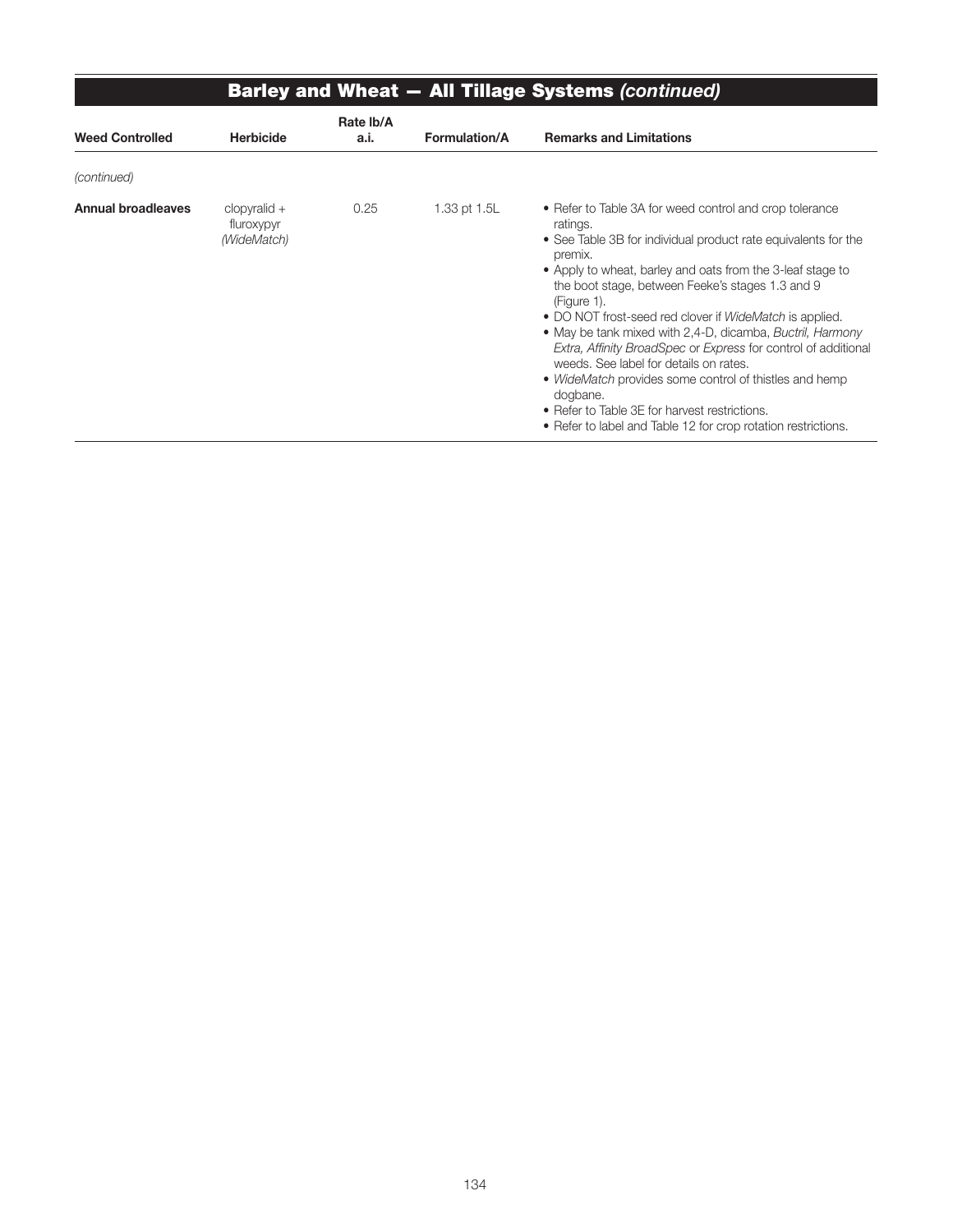## Barley and Wheat — All Tillage Systems *(continued)*

| Weed Controlled | Herbicide | Rate lb/A a.i. | Formulation/A | Remarks and Limitations |
|---|---|---|---|---|
| *(continued)* | | | | |
| **Annual broadleaves** | clopyralid + fluroxypyr *(WideMatch)* | 0.25 | 1.33 pt 1.5L | • Refer to Table 3A for weed control and crop tolerance ratings.<br>• See Table 3B for individual product rate equivalents for the premix.<br>• Apply to wheat, barley and oats from the 3-leaf stage to the boot stage, between Feeke's stages 1.3 and 9 (Figure 1).<br>• DO NOT frost-seed red clover if *WideMatch* is applied.<br>• May be tank mixed with 2,4-D, dicamba, *Buctril, Harmony Extra, Affinity BroadSpec* or *Express* for control of additional weeds. See label for details on rates.<br>• *WideMatch* provides some control of thistles and hemp dogbane.<br>• Refer to Table 3E for harvest restrictions.<br>• Refer to label and Table 12 for crop rotation restrictions. |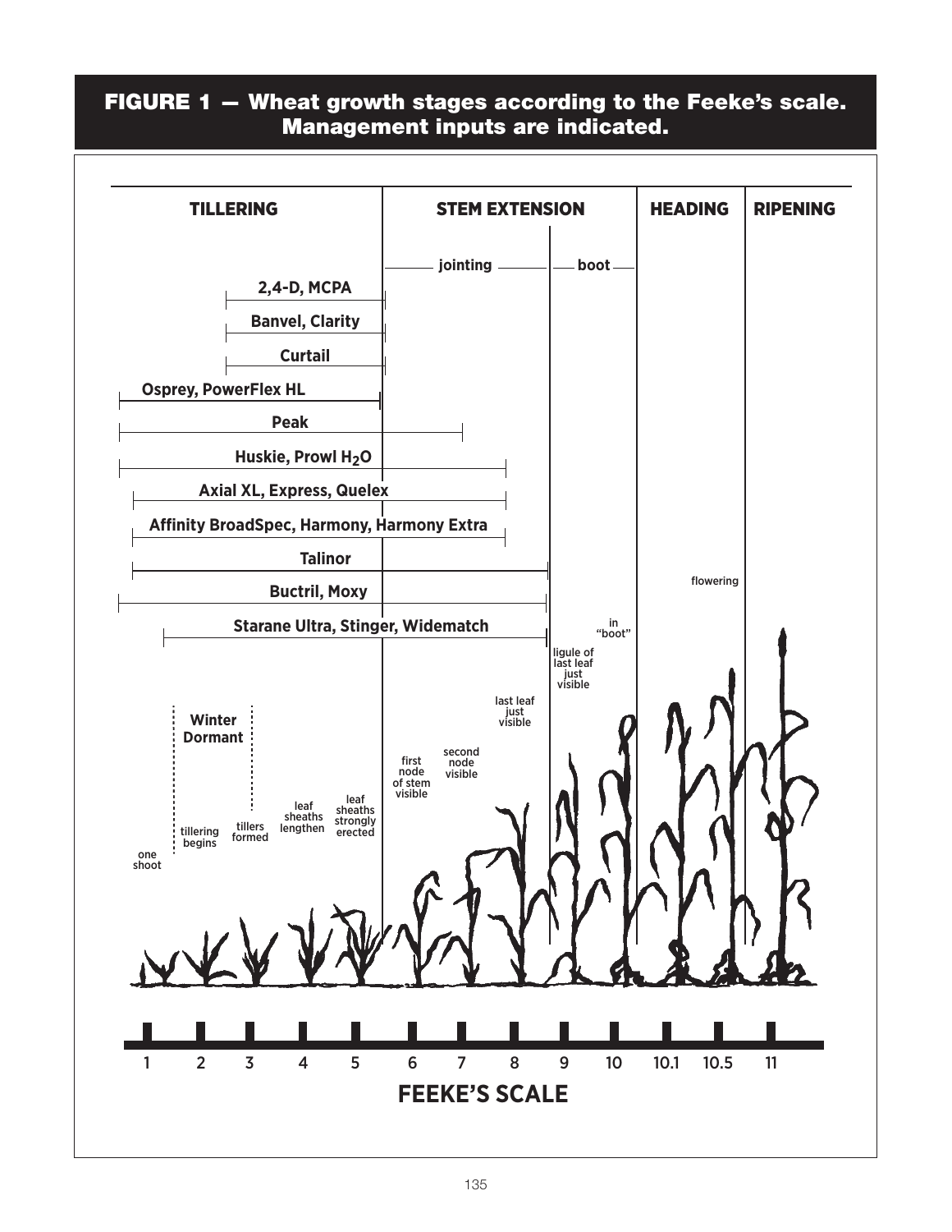**FIGURE 1 — Wheat growth stages according to the Feeke's scale. Management inputs are indicated.**

TILLERING | STEM EXTENSION | HEADING | RIPENING

jointing | boot

- 2,4-D, MCPA
- Banvel, Clarity
- Curtail
- Osprey, PowerFlex HL
- Peak
- Huskie, Prowl $H_2O$
- Axial XL, Express, Quelex
- Affinity BroadSpec, Harmony, Harmony Extra
- Talinor
- Buctril, Moxy
- Starane Ultra, Stinger, Widematch

Winter Dormant

one shoot

tillering begins

tillers formed

leaf sheaths lengthen

leaf sheaths strongly erected

first node of stem visible

second node visible

last leaf just visible

ligule of last leaf just visible

in "boot"

flowering

1 2 3 4 5 6 7 8 9 10 10.1 10.5 11

**FEEKE'S SCALE**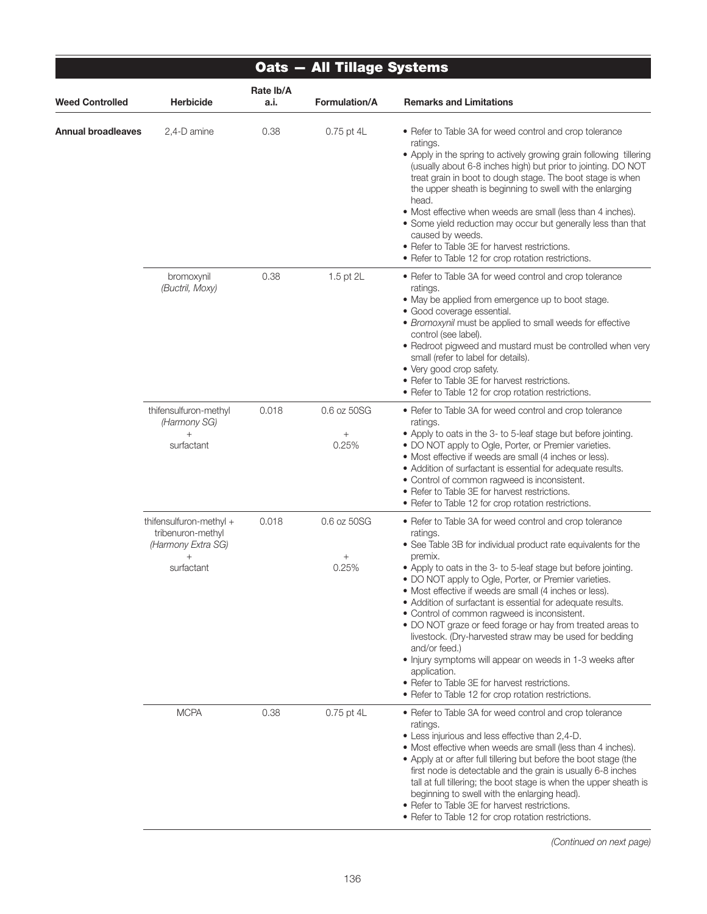## Oats — All Tillage Systems

| Weed Controlled | Herbicide | Rate lb/A a.i. | Formulation/A | Remarks and Limitations |
|---|---|---|---|---|
| **Annual broadleaves** | 2,4-D amine | 0.38 | 0.75 pt 4L | • Refer to Table 3A for weed control and crop tolerance ratings.<br>• Apply in the spring to actively growing grain following tillering (usually about 6-8 inches high) but prior to jointing. DO NOT treat grain in boot to dough stage. The boot stage is when the upper sheath is beginning to swell with the enlarging head.<br>• Most effective when weeds are small (less than 4 inches).<br>• Some yield reduction may occur but generally less than that caused by weeds.<br>• Refer to Table 3E for harvest restrictions.<br>• Refer to Table 12 for crop rotation restrictions. |
| | bromoxynil<br>*(Buctril, Moxy)* | 0.38 | 1.5 pt 2L | • Refer to Table 3A for weed control and crop tolerance ratings.<br>• May be applied from emergence up to boot stage.<br>• Good coverage essential.<br>• *Bromoxynil* must be applied to small weeds for effective control (see label).<br>• Redroot pigweed and mustard must be controlled when very small (refer to label for details).<br>• Very good crop safety.<br>• Refer to Table 3E for harvest restrictions.<br>• Refer to Table 12 for crop rotation restrictions. |
| | thifensulfuron-methyl<br>*(Harmony SG)*<br>+<br>surfactant | 0.018 | 0.6 oz 50SG<br>+<br>0.25% | • Refer to Table 3A for weed control and crop tolerance ratings.<br>• Apply to oats in the 3- to 5-leaf stage but before jointing.<br>• DO NOT apply to Ogle, Porter, or Premier varieties.<br>• Most effective if weeds are small (4 inches or less).<br>• Addition of surfactant is essential for adequate results.<br>• Control of common ragweed is inconsistent.<br>• Refer to Table 3E for harvest restrictions.<br>• Refer to Table 12 for crop rotation restrictions. |
| | thifensulfuron-methyl +<br>tribenuron-methyl<br>*(Harmony Extra SG)*<br>+<br>surfactant | 0.018 | 0.6 oz 50SG<br>+<br>0.25% | • Refer to Table 3A for weed control and crop tolerance ratings.<br>• See Table 3B for individual product rate equivalents for the premix.<br>• Apply to oats in the 3- to 5-leaf stage but before jointing.<br>• DO NOT apply to Ogle, Porter, or Premier varieties.<br>• Most effective if weeds are small (4 inches or less).<br>• Addition of surfactant is essential for adequate results.<br>• Control of common ragweed is inconsistent.<br>• DO NOT graze or feed forage or hay from treated areas to livestock. (Dry-harvested straw may be used for bedding and/or feed.)<br>• Injury symptoms will appear on weeds in 1-3 weeks after application.<br>• Refer to Table 3E for harvest restrictions.<br>• Refer to Table 12 for crop rotation restrictions. |
| | MCPA | 0.38 | 0.75 pt 4L | • Refer to Table 3A for weed control and crop tolerance ratings.<br>• Less injurious and less effective than 2,4-D.<br>• Most effective when weeds are small (less than 4 inches).<br>• Apply at or after full tillering but before the boot stage (the first node is detectable and the grain is usually 6-8 inches tall at full tillering; the boot stage is when the upper sheath is beginning to swell with the enlarging head).<br>• Refer to Table 3E for harvest restrictions.<br>• Refer to Table 12 for crop rotation restrictions. |

*(Continued on next page)*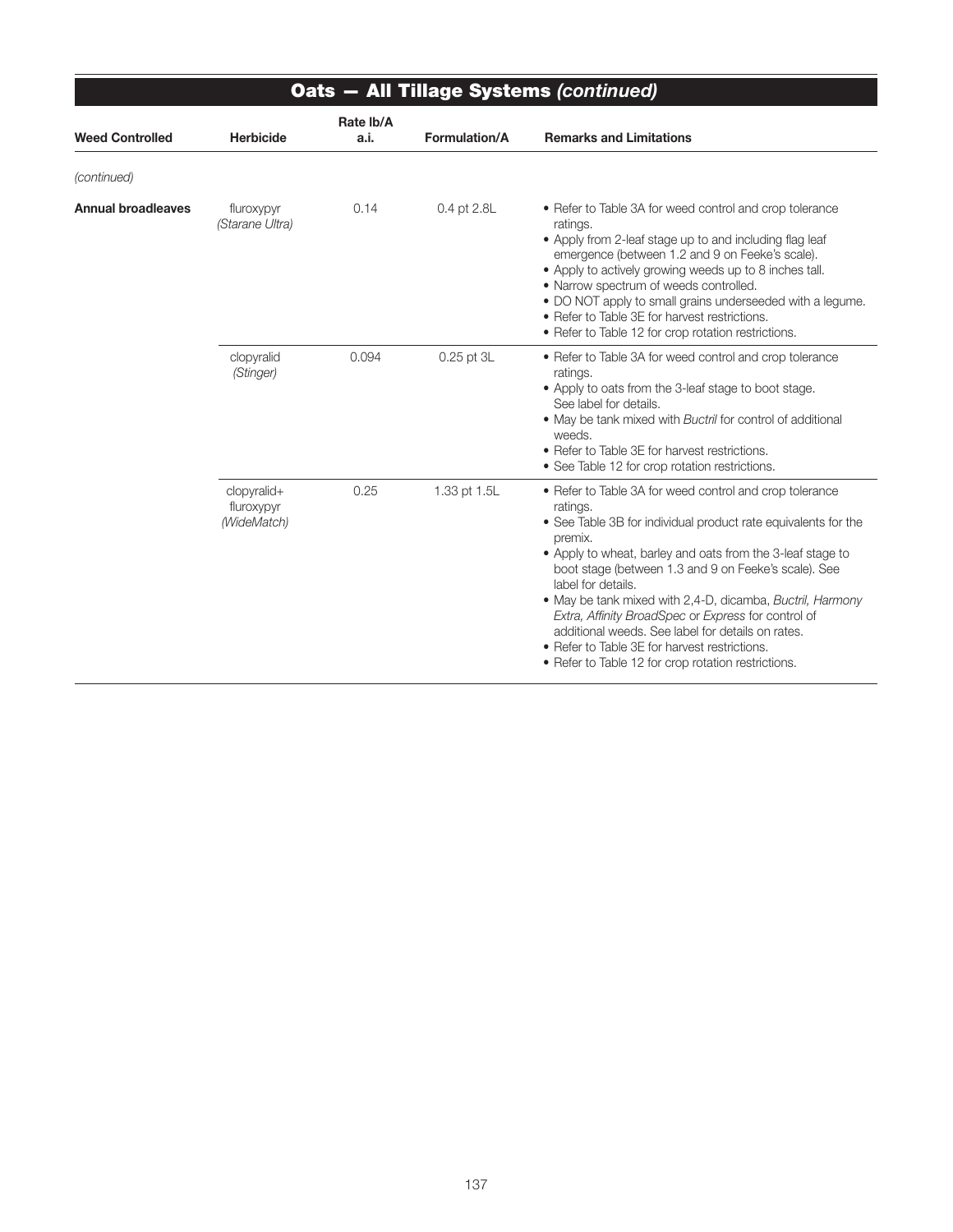## Oats — All Tillage Systems *(continued)*

| Weed Controlled | Herbicide | Rate lb/A a.i. | Formulation/A | Remarks and Limitations |
|---|---|---|---|---|
| *(continued)* | | | | |
| **Annual broadleaves** | fluroxypyr *(Starane Ultra)* | 0.14 | 0.4 pt 2.8L | • Refer to Table 3A for weed control and crop tolerance ratings.<br>• Apply from 2-leaf stage up to and including flag leaf emergence (between 1.2 and 9 on Feeke's scale).<br>• Apply to actively growing weeds up to 8 inches tall.<br>• Narrow spectrum of weeds controlled.<br>• DO NOT apply to small grains underseeded with a legume.<br>• Refer to Table 3E for harvest restrictions.<br>• Refer to Table 12 for crop rotation restrictions. |
| | clopyralid *(Stinger)* | 0.094 | 0.25 pt 3L | • Refer to Table 3A for weed control and crop tolerance ratings.<br>• Apply to oats from the 3-leaf stage to boot stage. See label for details.<br>• May be tank mixed with *Buctril* for control of additional weeds.<br>• Refer to Table 3E for harvest restrictions.<br>• See Table 12 for crop rotation restrictions. |
| | clopyralid+ fluroxypyr *(WideMatch)* | 0.25 | 1.33 pt 1.5L | • Refer to Table 3A for weed control and crop tolerance ratings.<br>• See Table 3B for individual product rate equivalents for the premix.<br>• Apply to wheat, barley and oats from the 3-leaf stage to boot stage (between 1.3 and 9 on Feeke's scale). See label for details.<br>• May be tank mixed with 2,4-D, dicamba, *Buctril, Harmony Extra, Affinity BroadSpec* or *Express* for control of additional weeds. See label for details on rates.<br>• Refer to Table 3E for harvest restrictions.<br>• Refer to Table 12 for crop rotation restrictions. |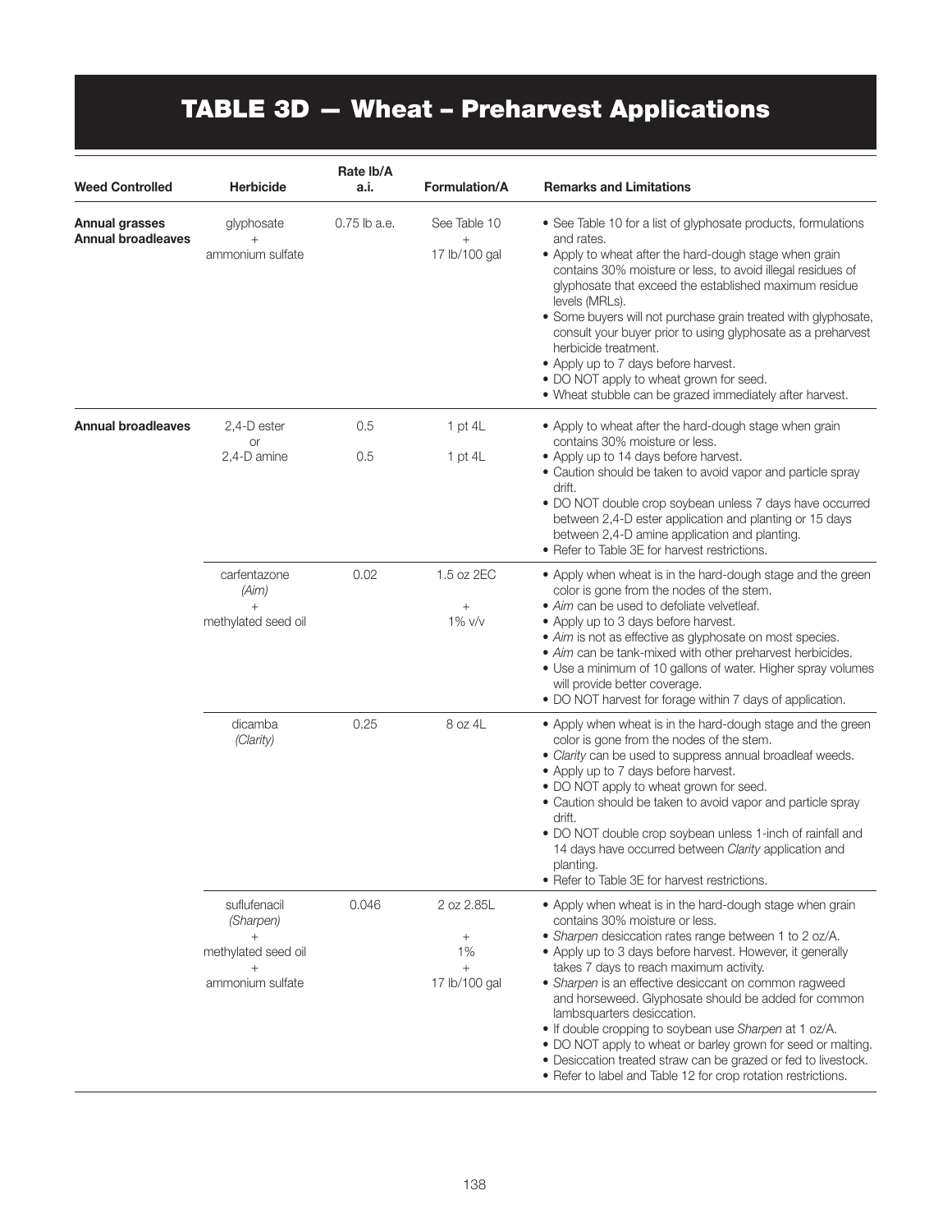# TABLE 3D — Wheat – Preharvest Applications

| Weed Controlled | Herbicide | Rate lb/A a.i. | Formulation/A | Remarks and Limitations |
|---|---|---|---|---|
| **Annual grasses Annual broadleaves** | glyphosate + ammonium sulfate | 0.75 lb a.e. | See Table 10 + 17 lb/100 gal | • See Table 10 for a list of glyphosate products, formulations and rates. • Apply to wheat after the hard-dough stage when grain contains 30% moisture or less, to avoid illegal residues of glyphosate that exceed the established maximum residue levels (MRLs). • Some buyers will not purchase grain treated with glyphosate, consult your buyer prior to using glyphosate as a preharvest herbicide treatment. • Apply up to 7 days before harvest. • DO NOT apply to wheat grown for seed. • Wheat stubble can be grazed immediately after harvest. |
| **Annual broadleaves** | 2,4-D ester or 2,4-D amine | 0.5 / 0.5 | 1 pt 4L / 1 pt 4L | • Apply to wheat after the hard-dough stage when grain contains 30% moisture or less. • Apply up to 14 days before harvest. • Caution should be taken to avoid vapor and particle spray drift. • DO NOT double crop soybean unless 7 days have occurred between 2,4-D ester application and planting or 15 days between 2,4-D amine application and planting. • Refer to Table 3E for harvest restrictions. |
| | carfentazone (*Aim*) + methylated seed oil | 0.02 | 1.5 oz 2EC + 1% v/v | • Apply when wheat is in the hard-dough stage and the green color is gone from the nodes of the stem. • *Aim* can be used to defoliate velvetleaf. • Apply up to 3 days before harvest. • *Aim* is not as effective as glyphosate on most species. • *Aim* can be tank-mixed with other preharvest herbicides. • Use a minimum of 10 gallons of water. Higher spray volumes will provide better coverage. • DO NOT harvest for forage within 7 days of application. |
| | dicamba (*Clarity*) | 0.25 | 8 oz 4L | • Apply when wheat is in the hard-dough stage and the green color is gone from the nodes of the stem. • *Clarity* can be used to suppress annual broadleaf weeds. • Apply up to 7 days before harvest. • DO NOT apply to wheat grown for seed. • Caution should be taken to avoid vapor and particle spray drift. • DO NOT double crop soybean unless 1-inch of rainfall and 14 days have occurred between *Clarity* application and planting. • Refer to Table 3E for harvest restrictions. |
| | suflufenacil (*Sharpen*) + methylated seed oil + ammonium sulfate | 0.046 | 2 oz 2.85L + 1% + 17 lb/100 gal | • Apply when wheat is in the hard-dough stage when grain contains 30% moisture or less. • *Sharpen* desiccation rates range between 1 to 2 oz/A. • Apply up to 3 days before harvest. However, it generally takes 7 days to reach maximum activity. • *Sharpen* is an effective desiccant on common ragweed and horseweed. Glyphosate should be added for common lambsquarters desiccation. • If double cropping to soybean use *Sharpen* at 1 oz/A. • DO NOT apply to wheat or barley grown for seed or malting. • Desiccation treated straw can be grazed or fed to livestock. • Refer to label and Table 12 for crop rotation restrictions. |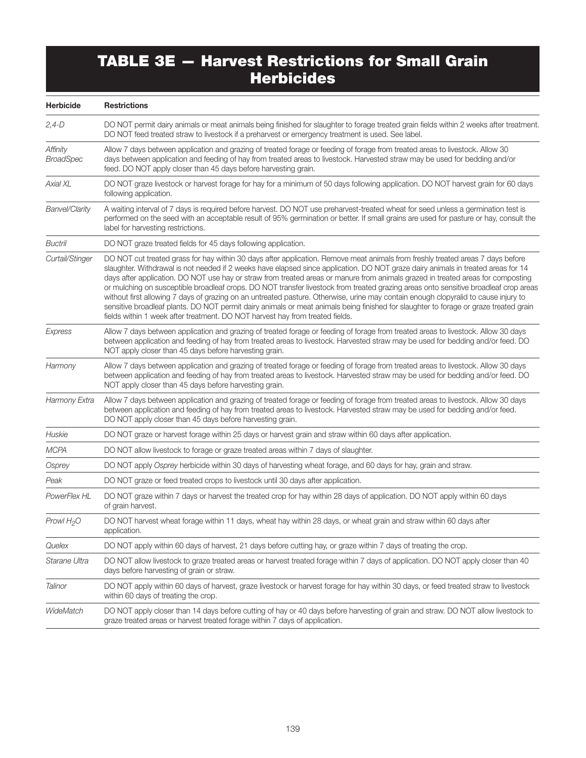# TABLE 3E — Harvest Restrictions for Small Grain Herbicides

| Herbicide | Restrictions |
|---|---|
| *2,4-D* | DO NOT permit dairy animals or meat animals being finished for slaughter to forage treated grain fields within 2 weeks after treatment. DO NOT feed treated straw to livestock if a preharvest or emergency treatment is used. See label. |
| *Affinity BroadSpec* | Allow 7 days between application and grazing of treated forage or feeding of forage from treated areas to livestock. Allow 30 days between application and feeding of hay from treated areas to livestock. Harvested straw may be used for bedding and/or feed. DO NOT apply closer than 45 days before harvesting grain. |
| *Axial XL* | DO NOT graze livestock or harvest forage for hay for a minimum of 50 days following application. DO NOT harvest grain for 60 days following application. |
| *Banvel/Clarity* | A waiting interval of 7 days is required before harvest. DO NOT use preharvest-treated wheat for seed unless a germination test is performed on the seed with an acceptable result of 95% germination or better. If small grains are used for pasture or hay, consult the label for harvesting restrictions. |
| *Buctril* | DO NOT graze treated fields for 45 days following application. |
| *Curtail/Stinger* | DO NOT cut treated grass for hay within 30 days after application. Remove meat animals from freshly treated areas 7 days before slaughter. Withdrawal is not needed if 2 weeks have elapsed since application. DO NOT graze dairy animals in treated areas for 14 days after application. DO NOT use hay or straw from treated areas or manure from animals grazed in treated areas for composting or mulching on susceptible broadleaf crops. DO NOT transfer livestock from treated grazing areas onto sensitive broadleaf crop areas without first allowing 7 days of grazing on an untreated pasture. Otherwise, urine may contain enough clopyralid to cause injury to sensitive broadleaf plants. DO NOT permit dairy animals or meat animals being finished for slaughter to forage or graze treated grain fields within 1 week after treatment. DO NOT harvest hay from treated fields. |
| *Express* | Allow 7 days between application and grazing of treated forage or feeding of forage from treated areas to livestock. Allow 30 days between application and feeding of hay from treated areas to livestock. Harvested straw may be used for bedding and/or feed. DO NOT apply closer than 45 days before harvesting grain. |
| *Harmony* | Allow 7 days between application and grazing of treated forage or feeding of forage from treated areas to livestock. Allow 30 days between application and feeding of hay from treated areas to livestock. Harvested straw may be used for bedding and/or feed. DO NOT apply closer than 45 days before harvesting grain. |
| *Harmony Extra* | Allow 7 days between application and grazing of treated forage or feeding of forage from treated areas to livestock. Allow 30 days between application and feeding of hay from treated areas to livestock. Harvested straw may be used for bedding and/or feed. DO NOT apply closer than 45 days before harvesting grain. |
| *Huskie* | DO NOT graze or harvest forage within 25 days or harvest grain and straw within 60 days after application. |
| *MCPA* | DO NOT allow livestock to forage or graze treated areas within 7 days of slaughter. |
| *Osprey* | DO NOT apply *Osprey* herbicide within 30 days of harvesting wheat forage, and 60 days for hay, grain and straw. |
| *Peak* | DO NOT graze or feed treated crops to livestock until 30 days after application. |
| *PowerFlex HL* | DO NOT graze within 7 days or harvest the treated crop for hay within 28 days of application. DO NOT apply within 60 days of grain harvest. |
| *Prowl $H_2O$* | DO NOT harvest wheat forage within 11 days, wheat hay within 28 days, or wheat grain and straw within 60 days after application. |
| *Quelex* | DO NOT apply within 60 days of harvest, 21 days before cutting hay, or graze within 7 days of treating the crop. |
| *Starane Ultra* | DO NOT allow livestock to graze treated areas or harvest treated forage within 7 days of application. DO NOT apply closer than 40 days before harvesting of grain or straw. |
| *Talinor* | DO NOT apply within 60 days of harvest, graze livestock or harvest forage for hay within 30 days, or feed treated straw to livestock within 60 days of treating the crop. |
| *WideMatch* | DO NOT apply closer than 14 days before cutting of hay or 40 days before harvesting of grain and straw. DO NOT allow livestock to graze treated areas or harvest treated forage within 7 days of application. |